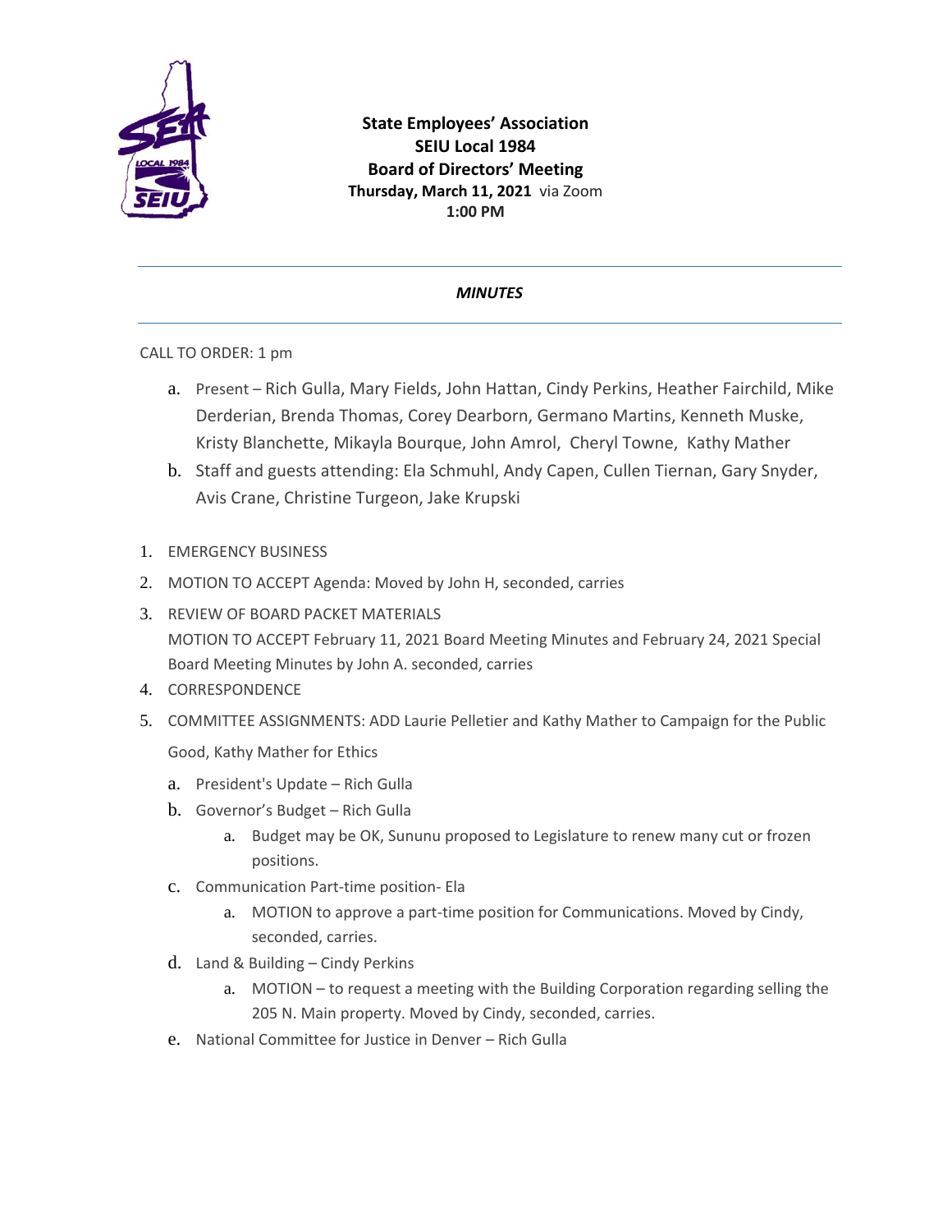**State Employees' Association**
**SEIU Local 1984**
**Board of Directors' Meeting**
**Thursday, March 11, 2021** via Zoom
**1:00 PM**

---

***MINUTES***

---

CALL TO ORDER: 1 pm

a. Present – Rich Gulla, Mary Fields, John Hattan, Cindy Perkins, Heather Fairchild, Mike Derderian, Brenda Thomas, Corey Dearborn, Germano Martins, Kenneth Muske, Kristy Blanchette, Mikayla Bourque, John Amrol, Cheryl Towne, Kathy Mather
b. Staff and guests attending: Ela Schmuhl, Andy Capen, Cullen Tiernan, Gary Snyder, Avis Crane, Christine Turgeon, Jake Krupski

1. EMERGENCY BUSINESS
2. MOTION TO ACCEPT Agenda: Moved by John H, seconded, carries
3. REVIEW OF BOARD PACKET MATERIALS
   MOTION TO ACCEPT February 11, 2021 Board Meeting Minutes and February 24, 2021 Special Board Meeting Minutes by John A. seconded, carries
4. CORRESPONDENCE
5. COMMITTEE ASSIGNMENTS: ADD Laurie Pelletier and Kathy Mather to Campaign for the Public Good, Kathy Mather for Ethics
   a. President's Update – Rich Gulla
   b. Governor's Budget – Rich Gulla
      a. Budget may be OK, Sununu proposed to Legislature to renew many cut or frozen positions.
   c. Communication Part-time position- Ela
      a. MOTION to approve a part-time position for Communications. Moved by Cindy, seconded, carries.
   d. Land & Building – Cindy Perkins
      a. MOTION – to request a meeting with the Building Corporation regarding selling the 205 N. Main property. Moved by Cindy, seconded, carries.
   e. National Committee for Justice in Denver – Rich Gulla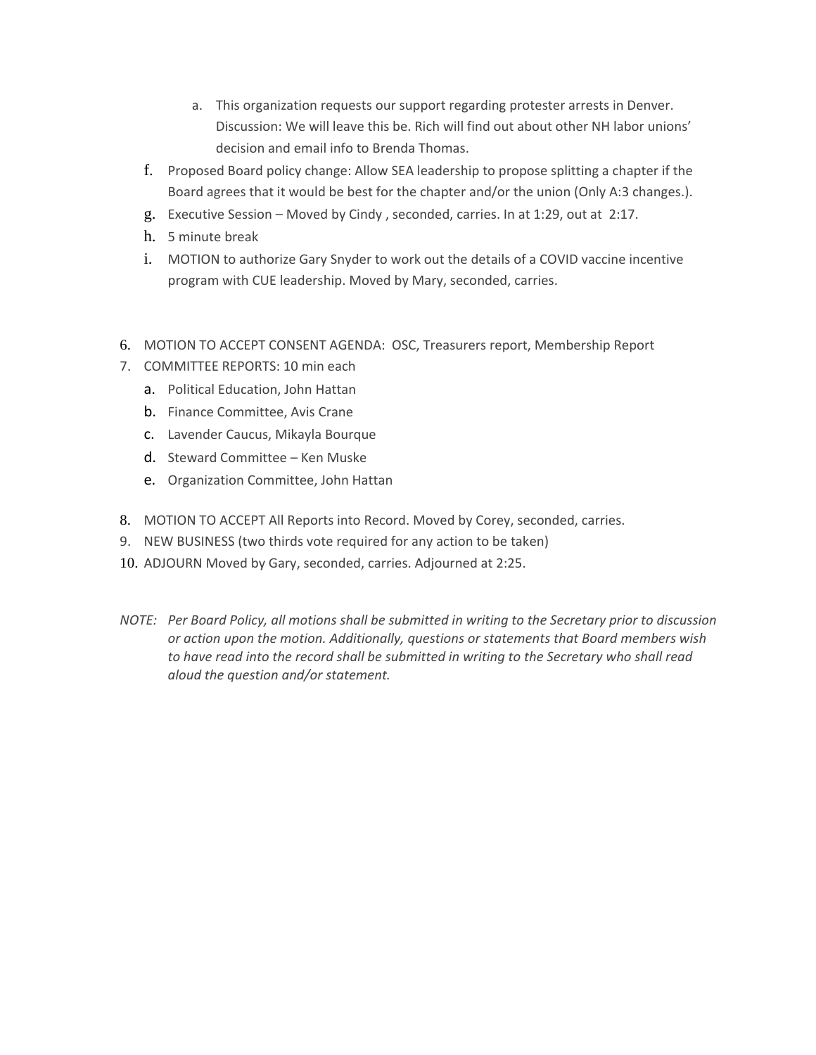a. This organization requests our support regarding protester arrests in Denver. Discussion: We will leave this be. Rich will find out about other NH labor unions' decision and email info to Brenda Thomas.

f. Proposed Board policy change: Allow SEA leadership to propose splitting a chapter if the Board agrees that it would be best for the chapter and/or the union (Only A:3 changes.).
g. Executive Session – Moved by Cindy , seconded, carries. In at 1:29, out at 2:17.
h. 5 minute break
i. MOTION to authorize Gary Snyder to work out the details of a COVID vaccine incentive program with CUE leadership. Moved by Mary, seconded, carries.

6. MOTION TO ACCEPT CONSENT AGENDA: OSC, Treasurers report, Membership Report
7. COMMITTEE REPORTS: 10 min each
   a. Political Education, John Hattan
   b. Finance Committee, Avis Crane
   c. Lavender Caucus, Mikayla Bourque
   d. Steward Committee – Ken Muske
   e. Organization Committee, John Hattan
8. MOTION TO ACCEPT All Reports into Record. Moved by Corey, seconded, carries.
9. NEW BUSINESS (two thirds vote required for any action to be taken)
10. ADJOURN Moved by Gary, seconded, carries. Adjourned at 2:25.

*NOTE: Per Board Policy, all motions shall be submitted in writing to the Secretary prior to discussion or action upon the motion. Additionally, questions or statements that Board members wish to have read into the record shall be submitted in writing to the Secretary who shall read aloud the question and/or statement.*